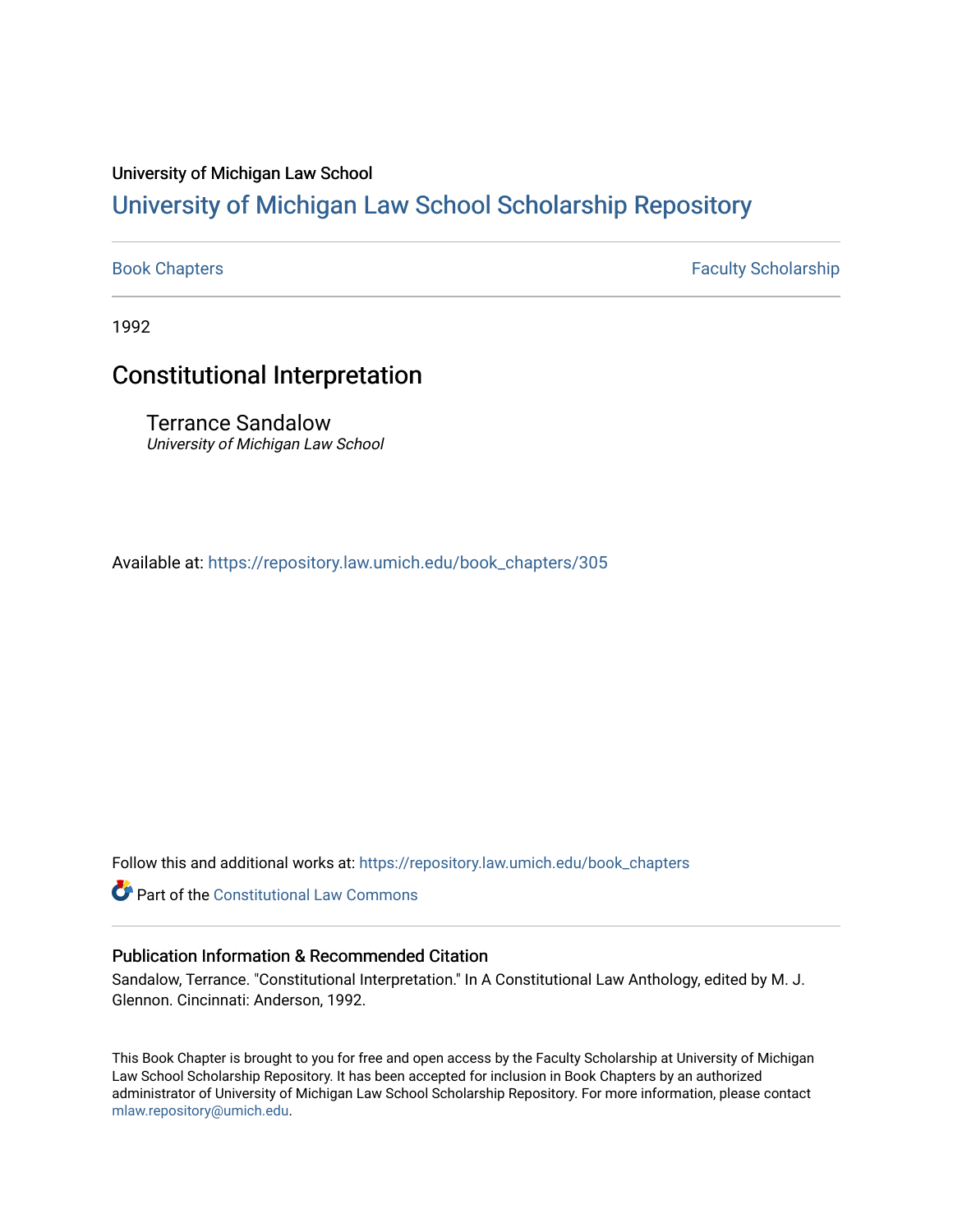University of Michigan Law School

# University of Michigan Law School Scholarship Repository

Book Chapters | Faculty Scholarship

1992

## Constitutional Interpretation

Terrance Sandalow
*University of Michigan Law School*

Available at: https://repository.law.umich.edu/book_chapters/305

Follow this and additional works at: https://repository.law.umich.edu/book_chapters

Part of the Constitutional Law Commons

### Publication Information & Recommended Citation

Sandalow, Terrance. "Constitutional Interpretation." In A Constitutional Law Anthology, edited by M. J. Glennon. Cincinnati: Anderson, 1992.

This Book Chapter is brought to you for free and open access by the Faculty Scholarship at University of Michigan Law School Scholarship Repository. It has been accepted for inclusion in Book Chapters by an authorized administrator of University of Michigan Law School Scholarship Repository. For more information, please contact mlaw.repository@umich.edu.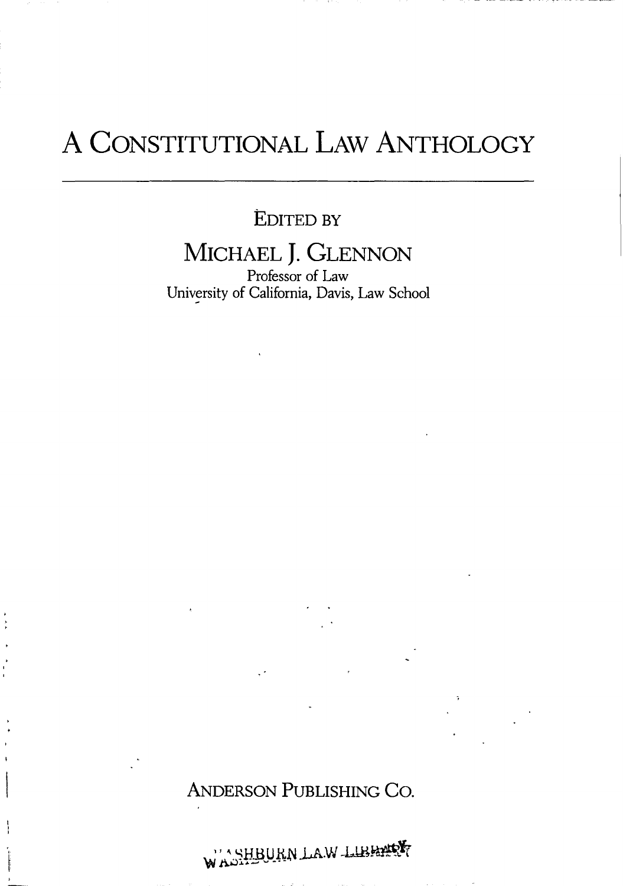# A Constitutional Law Anthology

Edited by

## Michael J. Glennon

Professor of Law
University of California, Davis, Law School

Anderson Publishing Co.

WASHBURN LAW LIBRARY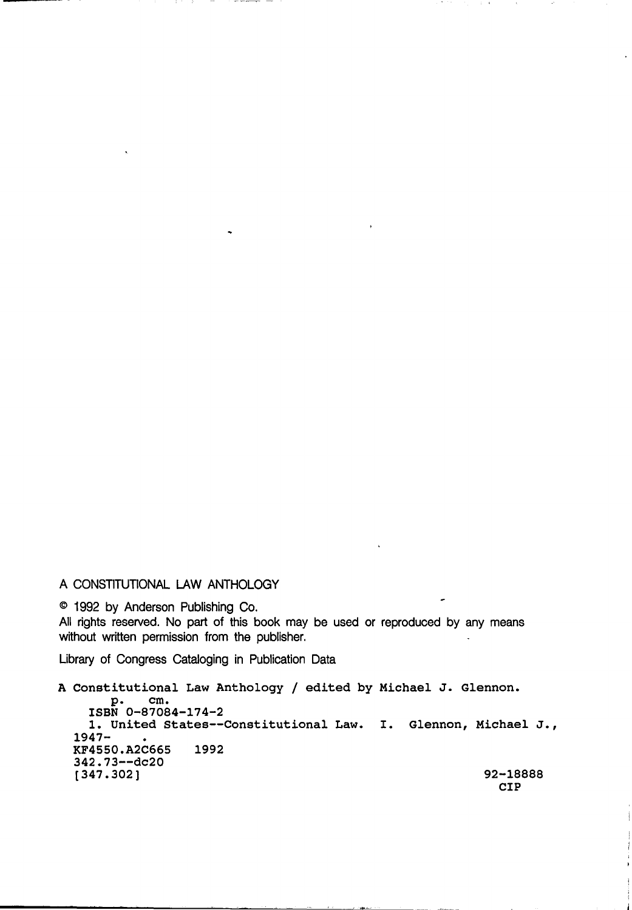A CONSTITUTIONAL LAW ANTHOLOGY

© 1992 by Anderson Publishing Co.
All rights reserved. No part of this book may be used or reproduced by any means without written permission from the publisher.

Library of Congress Cataloging in Publication Data

```
A Constitutional Law Anthology / edited by Michael J. Glennon.
       p.   cm.
    ISBN 0-87084-174-2
    1. United States--Constitutional Law.  I.  Glennon, Michael J.,
  1947-     .
  KF4550.A2C665   1992
  342.73--dc20
  [347.302]                                                92-18888
                                                             CIP
```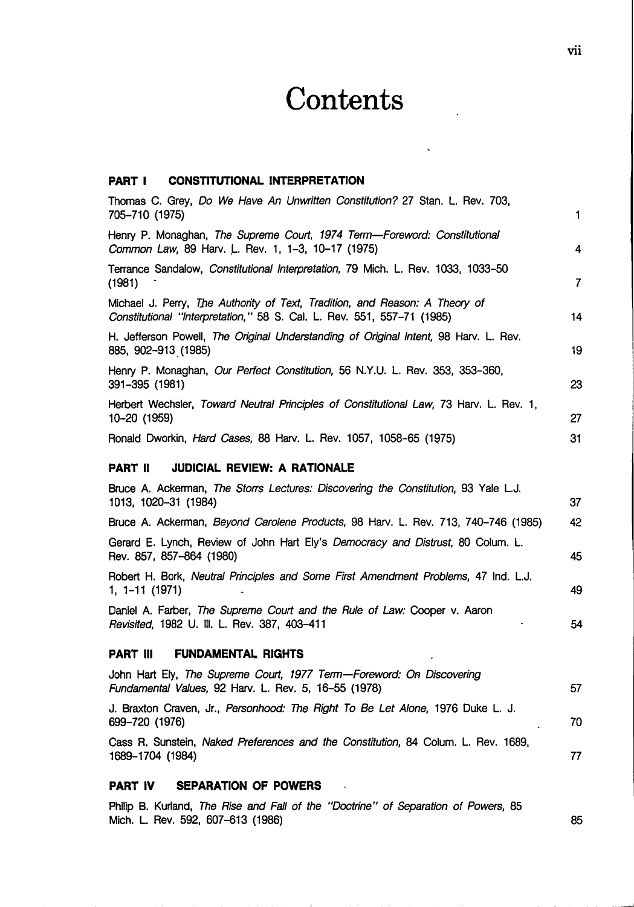# Contents

## PART I CONSTITUTIONAL INTERPRETATION

Thomas C. Grey, *Do We Have An Unwritten Constitution?* 27 Stan. L. Rev. 703, 705–710 (1975) — 1

Henry P. Monaghan, *The Supreme Court, 1974 Term—Foreword: Constitutional Common Law,* 89 Harv. L. Rev. 1, 1–3, 10–17 (1975) — 4

Terrance Sandalow, *Constitutional Interpretation,* 79 Mich. L. Rev. 1033, 1033–50 (1981) — 7

Michael J. Perry, *The Authority of Text, Tradition, and Reason: A Theory of Constitutional "Interpretation,"* 58 S. Cal. L. Rev. 551, 557–71 (1985) — 14

H. Jefferson Powell, *The Original Understanding of Original Intent,* 98 Harv. L. Rev. 885, 902–913 (1985) — 19

Henry P. Monaghan, *Our Perfect Constitution,* 56 N.Y.U. L. Rev. 353, 353–360, 391–395 (1981) — 23

Herbert Wechsler, *Toward Neutral Principles of Constitutional Law,* 73 Harv. L. Rev. 1, 10–20 (1959) — 27

Ronald Dworkin, *Hard Cases,* 88 Harv. L. Rev. 1057, 1058–65 (1975) — 31

## PART II JUDICIAL REVIEW: A RATIONALE

Bruce A. Ackerman, *The Storrs Lectures: Discovering the Constitution,* 93 Yale L.J. 1013, 1020–31 (1984) — 37

Bruce A. Ackerman, *Beyond Carolene Products,* 98 Harv. L. Rev. 713, 740–746 (1985) — 42

Gerard E. Lynch, Review of John Hart Ely's *Democracy and Distrust,* 80 Colum. L. Rev. 857, 857–864 (1980) — 45

Robert H. Bork, *Neutral Principles and Some First Amendment Problems,* 47 Ind. L.J. 1, 1–11 (1971) — 49

Daniel A. Farber, *The Supreme Court and the Rule of Law:* Cooper v. Aaron *Revisited,* 1982 U. Ill. L. Rev. 387, 403–411 — 54

## PART III FUNDAMENTAL RIGHTS

John Hart Ely, *The Supreme Court, 1977 Term—Foreword: On Discovering Fundamental Values,* 92 Harv. L. Rev. 5, 16–55 (1978) — 57

J. Braxton Craven, Jr., *Personhood: The Right To Be Let Alone,* 1976 Duke L. J. 699–720 (1976) — 70

Cass R. Sunstein, *Naked Preferences and the Constitution,* 84 Colum. L. Rev. 1689, 1689–1704 (1984) — 77

## PART IV SEPARATION OF POWERS

Philip B. Kurland, *The Rise and Fall of the "Doctrine" of Separation of Powers,* 85 Mich. L. Rev. 592, 607–613 (1986) — 85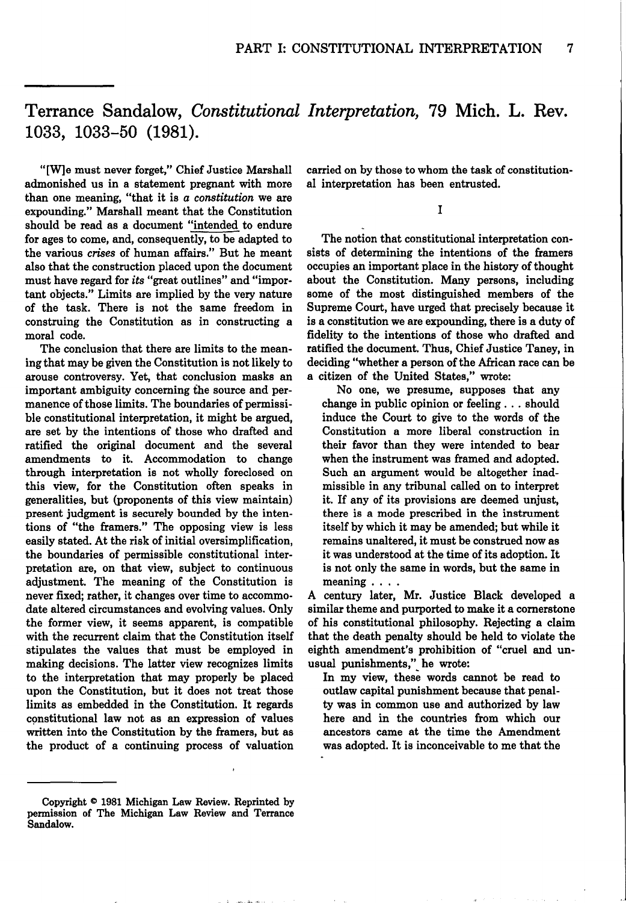## Terrance Sandalow, *Constitutional Interpretation*, 79 Mich. L. Rev. 1033, 1033–50 (1981).

"[W]e must never forget," Chief Justice Marshall admonished us in a statement pregnant with more than one meaning, "that it is *a constitution* we are expounding." Marshall meant that the Constitution should be read as a document "intended to endure for ages to come, and, consequently, to be adapted to the various *crises* of human affairs." But he meant also that the construction placed upon the document must have regard for *its* "great outlines" and "important objects." Limits are implied by the very nature of the task. There is not the same freedom in construing the Constitution as in constructing a moral code.

The conclusion that there are limits to the meaning that may be given the Constitution is not likely to arouse controversy. Yet, that conclusion masks an important ambiguity concerning the source and permanence of those limits. The boundaries of permissible constitutional interpretation, it might be argued, are set by the intentions of those who drafted and ratified the original document and the several amendments to it. Accommodation to change through interpretation is not wholly foreclosed on this view, for the Constitution often speaks in generalities, but (proponents of this view maintain) present judgment is securely bounded by the intentions of "the framers." The opposing view is less easily stated. At the risk of initial oversimplification, the boundaries of permissible constitutional interpretation are, on that view, subject to continuous adjustment. The meaning of the Constitution is never fixed; rather, it changes over time to accommodate altered circumstances and evolving values. Only the former view, it seems apparent, is compatible with the recurrent claim that the Constitution itself stipulates the values that must be employed in making decisions. The latter view recognizes limits to the interpretation that may properly be placed upon the Constitution, but it does not treat those limits as embedded in the Constitution. It regards constitutional law not as an expression of values written into the Constitution by the framers, but as the product of a continuing process of valuation carried on by those to whom the task of constitutional interpretation has been entrusted.

I

The notion that constitutional interpretation consists of determining the intentions of the framers occupies an important place in the history of thought about the Constitution. Many persons, including some of the most distinguished members of the Supreme Court, have urged that precisely because it is a constitution we are expounding, there is a duty of fidelity to the intentions of those who drafted and ratified the document. Thus, Chief Justice Taney, in deciding "whether a person of the African race can be a citizen of the United States," wrote:

> No one, we presume, supposes that any change in public opinion or feeling . . . should induce the Court to give to the words of the Constitution a more liberal construction in their favor than they were intended to bear when the instrument was framed and adopted. Such an argument would be altogether inadmissible in any tribunal called on to interpret it. If any of its provisions are deemed unjust, there is a mode prescribed in the instrument itself by which it may be amended; but while it remains unaltered, it must be construed now as it was understood at the time of its adoption. It is not only the same in words, but the same in meaning . . . .

A century later, Mr. Justice Black developed a similar theme and purported to make it a cornerstone of his constitutional philosophy. Rejecting a claim that the death penalty should be held to violate the eighth amendment's prohibition of "cruel and unusual punishments," he wrote:

> In my view, these words cannot be read to outlaw capital punishment because that penalty was in common use and authorized by law here and in the countries from which our ancestors came at the time the Amendment was adopted. It is inconceivable to me that the

Copyright © 1981 Michigan Law Review. Reprinted by permission of The Michigan Law Review and Terrance Sandalow.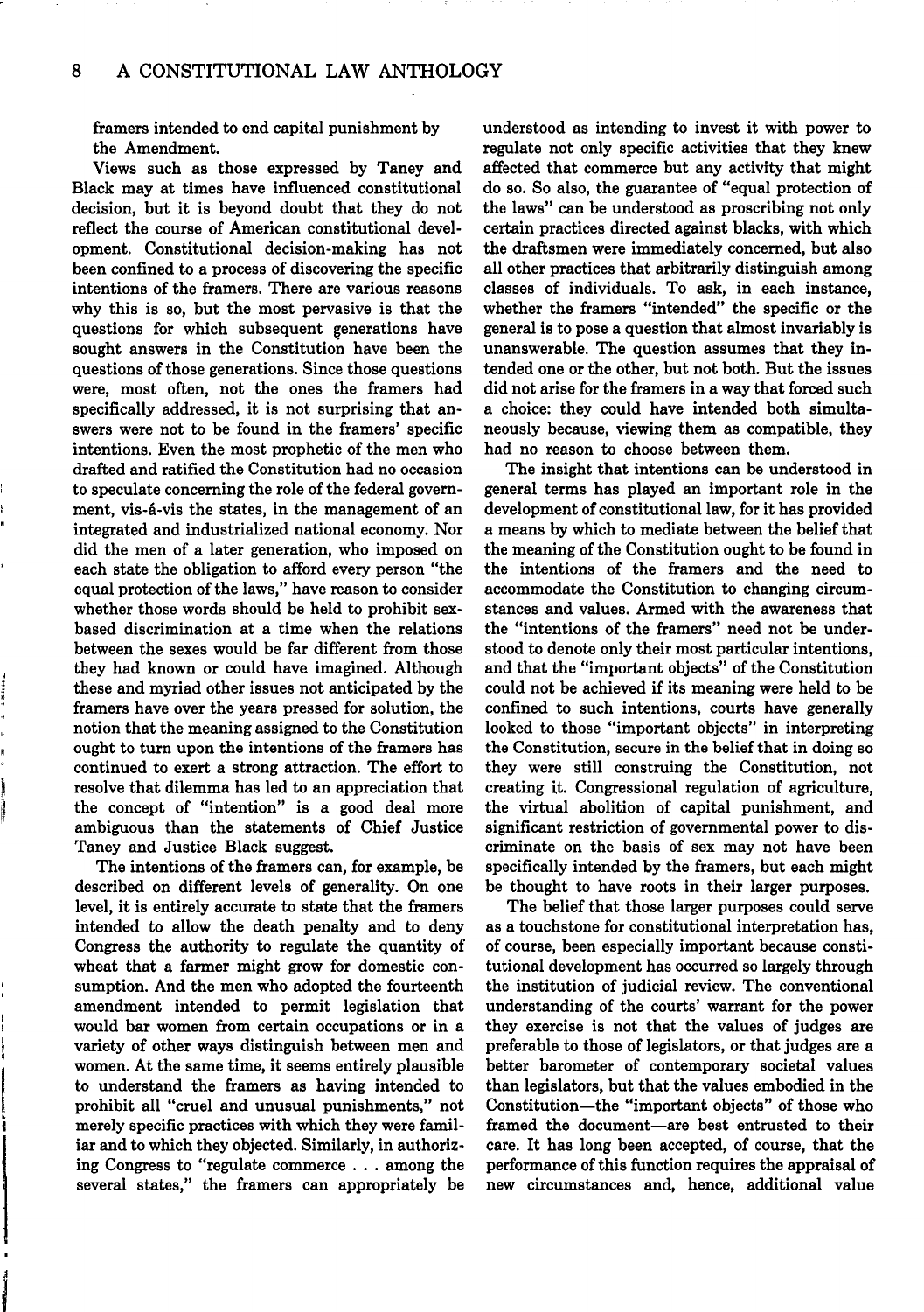framers intended to end capital punishment by the Amendment.

Views such as those expressed by Taney and Black may at times have influenced constitutional decision, but it is beyond doubt that they do not reflect the course of American constitutional development. Constitutional decision-making has not been confined to a process of discovering the specific intentions of the framers. There are various reasons why this is so, but the most pervasive is that the questions for which subsequent generations have sought answers in the Constitution have been the questions of those generations. Since those questions were, most often, not the ones the framers had specifically addressed, it is not surprising that answers were not to be found in the framers' specific intentions. Even the most prophetic of the men who drafted and ratified the Constitution had no occasion to speculate concerning the role of the federal government, vis-á-vis the states, in the management of an integrated and industrialized national economy. Nor did the men of a later generation, who imposed on each state the obligation to afford every person "the equal protection of the laws," have reason to consider whether those words should be held to prohibit sex-based discrimination at a time when the relations between the sexes would be far different from those they had known or could have imagined. Although these and myriad other issues not anticipated by the framers have over the years pressed for solution, the notion that the meaning assigned to the Constitution ought to turn upon the intentions of the framers has continued to exert a strong attraction. The effort to resolve that dilemma has led to an appreciation that the concept of "intention" is a good deal more ambiguous than the statements of Chief Justice Taney and Justice Black suggest.

The intentions of the framers can, for example, be described on different levels of generality. On one level, it is entirely accurate to state that the framers intended to allow the death penalty and to deny Congress the authority to regulate the quantity of wheat that a farmer might grow for domestic consumption. And the men who adopted the fourteenth amendment intended to permit legislation that would bar women from certain occupations or in a variety of other ways distinguish between men and women. At the same time, it seems entirely plausible to understand the framers as having intended to prohibit all "cruel and unusual punishments," not merely specific practices with which they were familiar and to which they objected. Similarly, in authorizing Congress to "regulate commerce . . . among the several states," the framers can appropriately be understood as intending to invest it with power to regulate not only specific activities that they knew affected that commerce but any activity that might do so. So also, the guarantee of "equal protection of the laws" can be understood as proscribing not only certain practices directed against blacks, with which the draftsmen were immediately concerned, but also all other practices that arbitrarily distinguish among classes of individuals. To ask, in each instance, whether the framers "intended" the specific or the general is to pose a question that almost invariably is unanswerable. The question assumes that they intended one or the other, but not both. But the issues did not arise for the framers in a way that forced such a choice: they could have intended both simultaneously because, viewing them as compatible, they had no reason to choose between them.

The insight that intentions can be understood in general terms has played an important role in the development of constitutional law, for it has provided a means by which to mediate between the belief that the meaning of the Constitution ought to be found in the intentions of the framers and the need to accommodate the Constitution to changing circumstances and values. Armed with the awareness that the "intentions of the framers" need not be understood to denote only their most particular intentions, and that the "important objects" of the Constitution could not be achieved if its meaning were held to be confined to such intentions, courts have generally looked to those "important objects" in interpreting the Constitution, secure in the belief that in doing so they were still construing the Constitution, not creating it. Congressional regulation of agriculture, the virtual abolition of capital punishment, and significant restriction of governmental power to discriminate on the basis of sex may not have been specifically intended by the framers, but each might be thought to have roots in their larger purposes.

The belief that those larger purposes could serve as a touchstone for constitutional interpretation has, of course, been especially important because constitutional development has occurred so largely through the institution of judicial review. The conventional understanding of the courts' warrant for the power they exercise is not that the values of judges are preferable to those of legislators, or that judges are a better barometer of contemporary societal values than legislators, but that the values embodied in the Constitution—the "important objects" of those who framed the document—are best entrusted to their care. It has long been accepted, of course, that the performance of this function requires the appraisal of new circumstances and, hence, additional value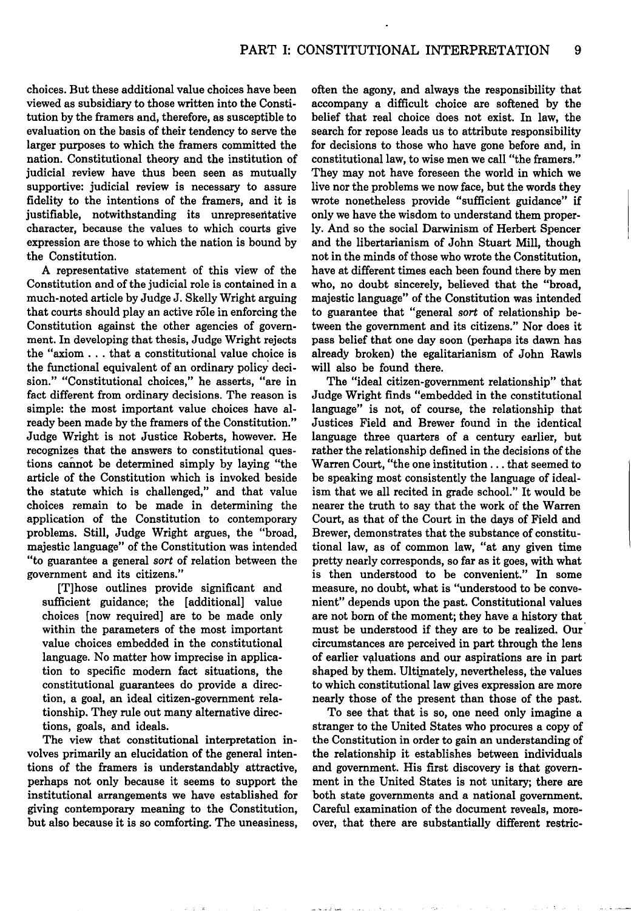choices. But these additional value choices have been viewed as subsidiary to those written into the Constitution by the framers and, therefore, as susceptible to evaluation on the basis of their tendency to serve the larger purposes to which the framers committed the nation. Constitutional theory and the institution of judicial review have thus been seen as mutually supportive: judicial review is necessary to assure fidelity to the intentions of the framers, and it is justifiable, notwithstanding its unrepresentative character, because the values to which courts give expression are those to which the nation is bound by the Constitution.

A representative statement of this view of the Constitution and of the judicial role is contained in a much-noted article by Judge J. Skelly Wright arguing that courts should play an active rôle in enforcing the Constitution against the other agencies of government. In developing that thesis, Judge Wright rejects the "axiom . . . that a constitutional value choice is the functional equivalent of an ordinary policy decision." "Constitutional choices," he asserts, "are in fact different from ordinary decisions. The reason is simple: the most important value choices have already been made by the framers of the Constitution." Judge Wright is not Justice Roberts, however. He recognizes that the answers to constitutional questions cannot be determined simply by laying "the article of the Constitution which is invoked beside the statute which is challenged," and that value choices remain to be made in determining the application of the Constitution to contemporary problems. Still, Judge Wright argues, the "broad, majestic language" of the Constitution was intended "to guarantee a general *sort* of relation between the government and its citizens."

> [T]hose outlines provide significant and sufficient guidance; the [additional] value choices [now required] are to be made only within the parameters of the most important value choices embedded in the constitutional language. No matter how imprecise in application to specific modern fact situations, the constitutional guarantees do provide a direction, a goal, an ideal citizen-government relationship. They rule out many alternative directions, goals, and ideals.

The view that constitutional interpretation involves primarily an elucidation of the general intentions of the framers is understandably attractive, perhaps not only because it seems to support the institutional arrangements we have established for giving contemporary meaning to the Constitution, but also because it is so comforting. The uneasiness, often the agony, and always the responsibility that accompany a difficult choice are softened by the belief that real choice does not exist. In law, the search for repose leads us to attribute responsibility for decisions to those who have gone before and, in constitutional law, to wise men we call "the framers." They may not have foreseen the world in which we live nor the problems we now face, but the words they wrote nonetheless provide "sufficient guidance" if only we have the wisdom to understand them properly. And so the social Darwinism of Herbert Spencer and the libertarianism of John Stuart Mill, though not in the minds of those who wrote the Constitution, have at different times each been found there by men who, no doubt sincerely, believed that the "broad, majestic language" of the Constitution was intended to guarantee that "general *sort* of relationship between the government and its citizens." Nor does it pass belief that one day soon (perhaps its dawn has already broken) the egalitarianism of John Rawls will also be found there.

The "ideal citizen-government relationship" that Judge Wright finds "embedded in the constitutional language" is not, of course, the relationship that Justices Field and Brewer found in the identical language three quarters of a century earlier, but rather the relationship defined in the decisions of the Warren Court, "the one institution . . . that seemed to be speaking most consistently the language of idealism that we all recited in grade school." It would be nearer the truth to say that the work of the Warren Court, as that of the Court in the days of Field and Brewer, demonstrates that the substance of constitutional law, as of common law, "at any given time pretty nearly corresponds, so far as it goes, with what is then understood to be convenient." In some measure, no doubt, what is "understood to be convenient" depends upon the past. Constitutional values are not born of the moment; they have a history that must be understood if they are to be realized. Our circumstances are perceived in part through the lens of earlier valuations and our aspirations are in part shaped by them. Ultimately, nevertheless, the values to which constitutional law gives expression are more nearly those of the present than those of the past.

To see that that is so, one need only imagine a stranger to the United States who procures a copy of the Constitution in order to gain an understanding of the relationship it establishes between individuals and government. His first discovery is that government in the United States is not unitary; there are both state governments and a national government. Careful examination of the document reveals, moreover, that there are substantially different restric-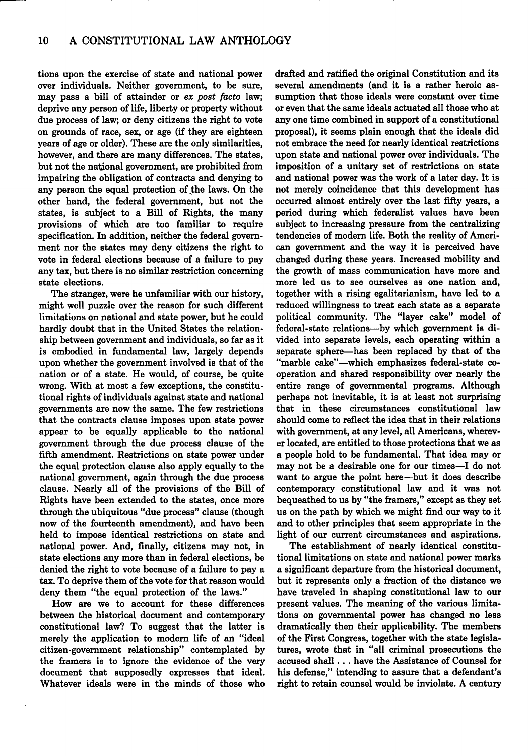tions upon the exercise of state and national power over individuals. Neither government, to be sure, may pass a bill of attainder or *ex post facto* law; deprive any person of life, liberty or property without due process of law; or deny citizens the right to vote on grounds of race, sex, or age (if they are eighteen years of age or older). These are the only similarities, however, and there are many differences. The states, but not the national government, are prohibited from impairing the obligation of contracts and denying to any person the equal protection of the laws. On the other hand, the federal government, but not the states, is subject to a Bill of Rights, the many provisions of which are too familiar to require specification. In addition, neither the federal government nor the states may deny citizens the right to vote in federal elections because of a failure to pay any tax, but there is no similar restriction concerning state elections.

The stranger, were he unfamiliar with our history, might well puzzle over the reason for such different limitations on national and state power, but he could hardly doubt that in the United States the relationship between government and individuals, so far as it is embodied in fundamental law, largely depends upon whether the government involved is that of the nation or of a state. He would, of course, be quite wrong. With at most a few exceptions, the constitutional rights of individuals against state and national governments are now the same. The few restrictions that the contracts clause imposes upon state power appear to be equally applicable to the national government through the due process clause of the fifth amendment. Restrictions on state power under the equal protection clause also apply equally to the national government, again through the due process clause. Nearly all of the provisions of the Bill of Rights have been extended to the states, once more through the ubiquitous "due process" clause (though now of the fourteenth amendment), and have been held to impose identical restrictions on state and national power. And, finally, citizens may not, in state elections any more than in federal elections, be denied the right to vote because of a failure to pay a tax. To deprive them of the vote for that reason would deny them "the equal protection of the laws."

How are we to account for these differences between the historical document and contemporary constitutional law? To suggest that the latter is merely the application to modern life of an "ideal citizen-government relationship" contemplated by the framers is to ignore the evidence of the very document that supposedly expresses that ideal. Whatever ideals were in the minds of those who drafted and ratified the original Constitution and its several amendments (and it is a rather heroic assumption that those ideals were constant over time or even that the same ideals actuated all those who at any one time combined in support of a constitutional proposal), it seems plain enough that the ideals did not embrace the need for nearly identical restrictions upon state and national power over individuals. The imposition of a unitary set of restrictions on state and national power was the work of a later day. It is not merely coincidence that this development has occurred almost entirely over the last fifty years, a period during which federalist values have been subject to increasing pressure from the centralizing tendencies of modern life. Both the reality of American government and the way it is perceived have changed during these years. Increased mobility and the growth of mass communication have more and more led us to see ourselves as one nation and, together with a rising egalitarianism, have led to a reduced willingness to treat each state as a separate political community. The "layer cake" model of federal-state relations—by which government is divided into separate levels, each operating within a separate sphere—has been replaced by that of the "marble cake"—which emphasizes federal-state cooperation and shared responsibility over nearly the entire range of governmental programs. Although perhaps not inevitable, it is at least not surprising that in these circumstances constitutional law should come to reflect the idea that in their relations with government, at any level, all Americans, wherever located, are entitled to those protections that we as a people hold to be fundamental. That idea may or may not be a desirable one for our times—I do not want to argue the point here—but it does describe contemporary constitutional law and it was not bequeathed to us by "the framers," except as they set us on the path by which we might find our way to it and to other principles that seem appropriate in the light of our current circumstances and aspirations.

The establishment of nearly identical constitutional limitations on state and national power marks a significant departure from the historical document, but it represents only a fraction of the distance we have traveled in shaping constitutional law to our present values. The meaning of the various limitations on governmental power has changed no less dramatically then their applicability. The members of the First Congress, together with the state legislatures, wrote that in "all criminal prosecutions the accused shall . . . have the Assistance of Counsel for his defense," intending to assure that a defendant's right to retain counsel would be inviolate. A century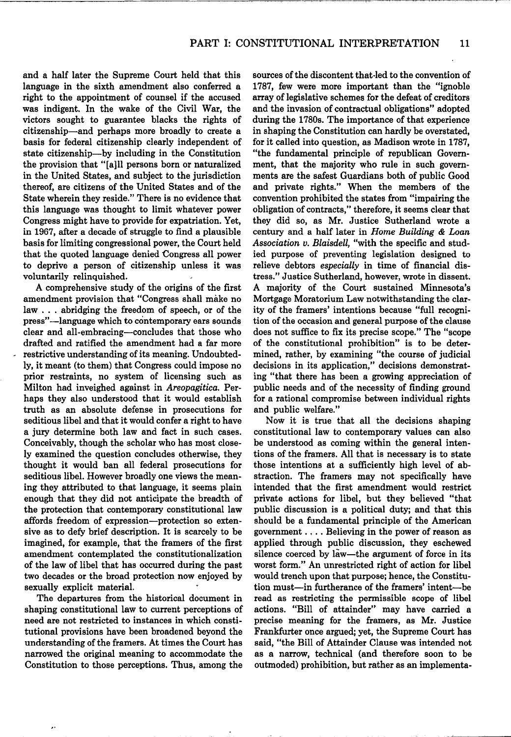and a half later the Supreme Court held that this language in the sixth amendment also conferred a right to the appointment of counsel if the accused was indigent. In the wake of the Civil War, the victors sought to guarantee blacks the rights of citizenship—and perhaps more broadly to create a basis for federal citizenship clearly independent of state citizenship—by including in the Constitution the provision that "[a]ll persons born or naturalized in the United States, and subject to the jurisdiction thereof, are citizens of the United States and of the State wherein they reside." There is no evidence that this language was thought to limit whatever power Congress might have to provide for expatriation. Yet, in 1967, after a decade of struggle to find a plausible basis for limiting congressional power, the Court held that the quoted language denied Congress all power to deprive a person of citizenship unless it was voluntarily relinquished.

A comprehensive study of the origins of the first amendment provision that "Congress shall make no law . . . abridging the freedom of speech, or of the press"—language which to contemporary ears sounds clear and all-embracing—concludes that those who drafted and ratified the amendment had a far more restrictive understanding of its meaning. Undoubtedly, it meant (to them) that Congress could impose no prior restraints, no system of licensing such as Milton had inveighed against in *Areopagitica*. Perhaps they also understood that it would establish truth as an absolute defense in prosecutions for seditious libel and that it would confer a right to have a jury determine both law and fact in such cases. Conceivably, though the scholar who has most closely examined the question concludes otherwise, they thought it would ban all federal prosecutions for seditious libel. However broadly one views the meaning they attributed to that language, it seems plain enough that they did not anticipate the breadth of the protection that contemporary constitutional law affords freedom of expression—protection so extensive as to defy brief description. It is scarcely to be imagined, for example, that the framers of the first amendment contemplated the constitutionalization of the law of libel that has occurred during the past two decades or the broad protection now enjoyed by sexually explicit material.

The departures from the historical document in shaping constitutional law to current perceptions of need are not restricted to instances in which constitutional provisions have been broadened beyond the understanding of the framers. At times the Court has narrowed the original meaning to accommodate the Constitution to those perceptions. Thus, among the sources of the discontent that led to the convention of 1787, few were more important than the "ignoble array of legislative schemes for the defeat of creditors and the invasion of contractual obligations" adopted during the 1780s. The importance of that experience in shaping the Constitution can hardly be overstated, for it called into question, as Madison wrote in 1787, "the fundamental principle of republican Government, that the majority who rule in such governments are the safest Guardians both of public Good and private rights." When the members of the convention prohibited the states from "impairing the obligation of contracts," therefore, it seems clear that they did so, as Mr. Justice Sutherland wrote a century and a half later in *Home Building & Loan Association v. Blaisdell*, "with the specific and studied purpose of preventing legislation designed to relieve debtors *especially* in time of financial distress." Justice Sutherland, however, wrote in dissent. A majority of the Court sustained Minnesota's Mortgage Moratorium Law notwithstanding the clarity of the framers' intentions because "full recognition of the occasion and general purpose of the clause does not suffice to fix its precise scope." The "scope of the constitutional prohibition" is to be determined, rather, by examining "the course of judicial decisions in its application," decisions demonstrating "that there has been a growing appreciation of public needs and of the necessity of finding ground for a rational compromise between individual rights and public welfare."

Now it is true that all the decisions shaping constitutional law to contemporary values can also be understood as coming within the general intentions of the framers. All that is necessary is to state those intentions at a sufficiently high level of abstraction. The framers may not specifically have intended that the first amendment would restrict private actions for libel, but they believed "that public discussion is a political duty; and that this should be a fundamental principle of the American government . . . . Believing in the power of reason as applied through public discussion, they eschewed silence coerced by law—the argument of force in its worst form." An unrestricted right of action for libel would trench upon that purpose; hence, the Constitution must—in furtherance of the framers' intent—be read as restricting the permissible scope of libel actions. "Bill of attainder" may have carried a precise meaning for the framers, as Mr. Justice Frankfurter once argued; yet, the Supreme Court has said, "the Bill of Attainder Clause was intended not as a narrow, technical (and therefore soon to be outmoded) prohibition, but rather as an implementa-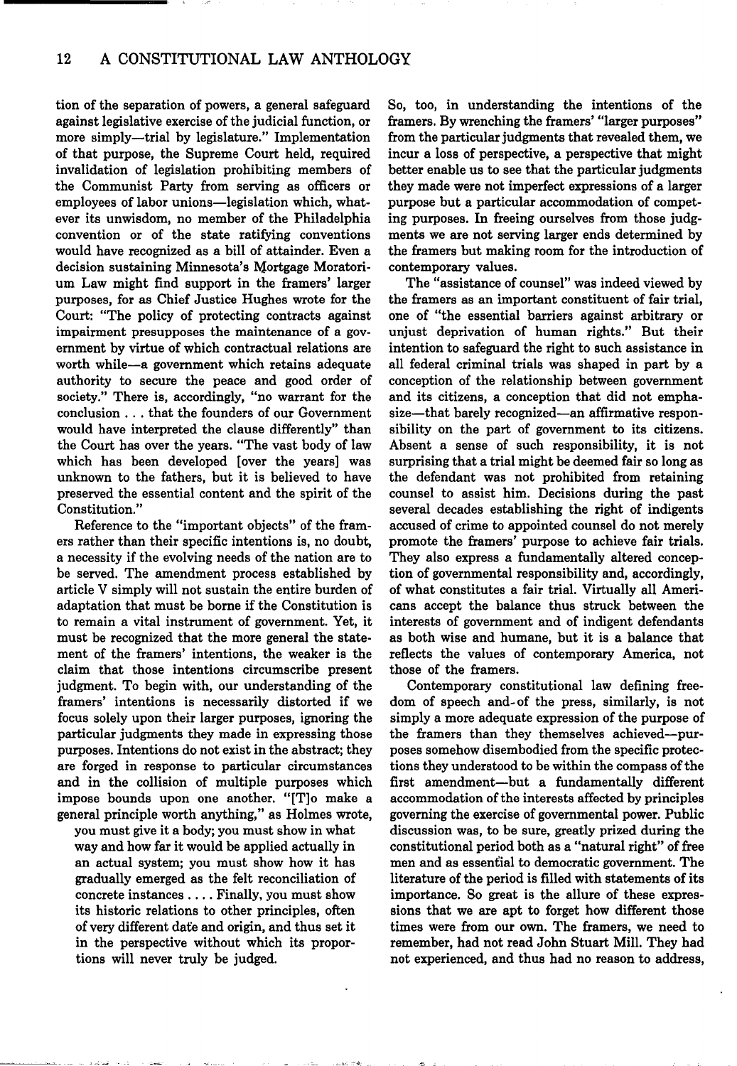tion of the separation of powers, a general safeguard against legislative exercise of the judicial function, or more simply—trial by legislature." Implementation of that purpose, the Supreme Court held, required invalidation of legislation prohibiting members of the Communist Party from serving as officers or employees of labor unions—legislation which, whatever its unwisdom, no member of the Philadelphia convention or of the state ratifying conventions would have recognized as a bill of attainder. Even a decision sustaining Minnesota's Mortgage Moratorium Law might find support in the framers' larger purposes, for as Chief Justice Hughes wrote for the Court: "The policy of protecting contracts against impairment presupposes the maintenance of a government by virtue of which contractual relations are worth while—a government which retains adequate authority to secure the peace and good order of society." There is, accordingly, "no warrant for the conclusion . . . that the founders of our Government would have interpreted the clause differently" than the Court has over the years. "The vast body of law which has been developed [over the years] was unknown to the fathers, but it is believed to have preserved the essential content and the spirit of the Constitution."

Reference to the "important objects" of the framers rather than their specific intentions is, no doubt, a necessity if the evolving needs of the nation are to be served. The amendment process established by article V simply will not sustain the entire burden of adaptation that must be borne if the Constitution is to remain a vital instrument of government. Yet, it must be recognized that the more general the statement of the framers' intentions, the weaker is the claim that those intentions circumscribe present judgment. To begin with, our understanding of the framers' intentions is necessarily distorted if we focus solely upon their larger purposes, ignoring the particular judgments they made in expressing those purposes. Intentions do not exist in the abstract; they are forged in response to particular circumstances and in the collision of multiple purposes which impose bounds upon one another. "[T]o make a general principle worth anything," as Holmes wrote,

> you must give it a body; you must show in what way and how far it would be applied actually in an actual system; you must show how it has gradually emerged as the felt reconciliation of concrete instances . . . . Finally, you must show its historic relations to other principles, often of very different date and origin, and thus set it in the perspective without which its proportions will never truly be judged.

So, too, in understanding the intentions of the framers. By wrenching the framers' "larger purposes" from the particular judgments that revealed them, we incur a loss of perspective, a perspective that might better enable us to see that the particular judgments they made were not imperfect expressions of a larger purpose but a particular accommodation of competing purposes. In freeing ourselves from those judgments we are not serving larger ends determined by the framers but making room for the introduction of contemporary values.

The "assistance of counsel" was indeed viewed by the framers as an important constituent of fair trial, one of "the essential barriers against arbitrary or unjust deprivation of human rights." But their intention to safeguard the right to such assistance in all federal criminal trials was shaped in part by a conception of the relationship between government and its citizens, a conception that did not emphasize—that barely recognized—an affirmative responsibility on the part of government to its citizens. Absent a sense of such responsibility, it is not surprising that a trial might be deemed fair so long as the defendant was not prohibited from retaining counsel to assist him. Decisions during the past several decades establishing the right of indigents accused of crime to appointed counsel do not merely promote the framers' purpose to achieve fair trials. They also express a fundamentally altered conception of governmental responsibility and, accordingly, of what constitutes a fair trial. Virtually all Americans accept the balance thus struck between the interests of government and of indigent defendants as both wise and humane, but it is a balance that reflects the values of contemporary America, not those of the framers.

Contemporary constitutional law defining freedom of speech and of the press, similarly, is not simply a more adequate expression of the purpose of the framers than they themselves achieved—purposes somehow disembodied from the specific protections they understood to be within the compass of the first amendment—but a fundamentally different accommodation of the interests affected by principles governing the exercise of governmental power. Public discussion was, to be sure, greatly prized during the constitutional period both as a "natural right" of free men and as essential to democratic government. The literature of the period is filled with statements of its importance. So great is the allure of these expressions that we are apt to forget how different those times were from our own. The framers, we need to remember, had not read John Stuart Mill. They had not experienced, and thus had no reason to address,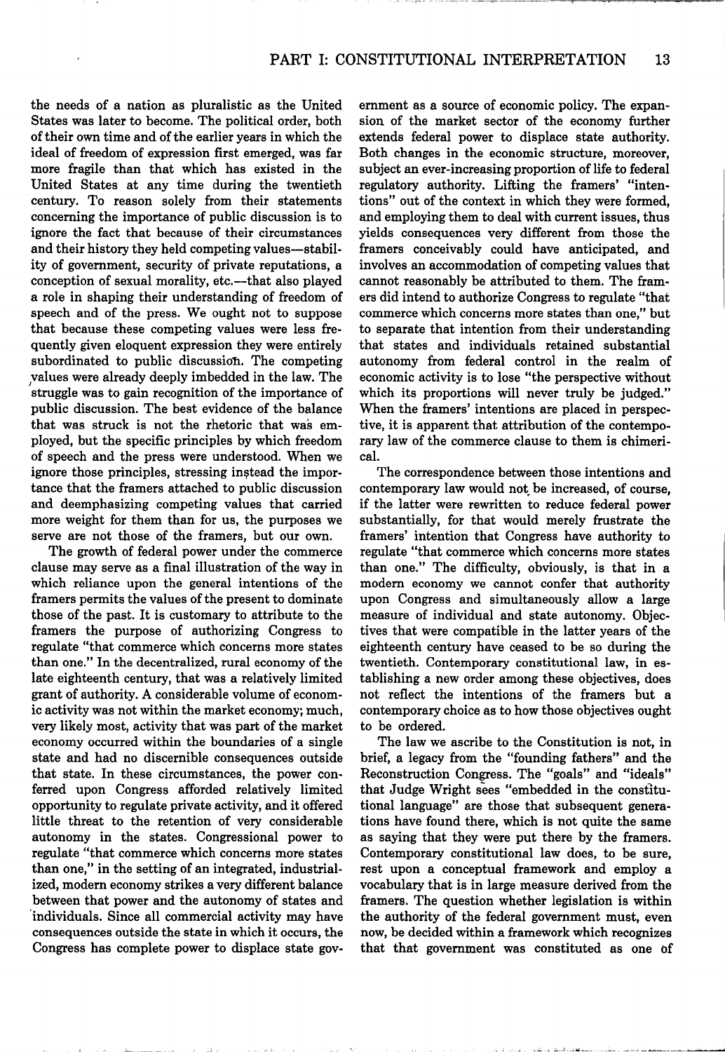the needs of a nation as pluralistic as the United States was later to become. The political order, both of their own time and of the earlier years in which the ideal of freedom of expression first emerged, was far more fragile than that which has existed in the United States at any time during the twentieth century. To reason solely from their statements concerning the importance of public discussion is to ignore the fact that because of their circumstances and their history they held competing values—stability of government, security of private reputations, a conception of sexual morality, etc.—that also played a role in shaping their understanding of freedom of speech and of the press. We ought not to suppose that because these competing values were less frequently given eloquent expression they were entirely subordinated to public discussion. The competing values were already deeply imbedded in the law. The struggle was to gain recognition of the importance of public discussion. The best evidence of the balance that was struck is not the rhetoric that was employed, but the specific principles by which freedom of speech and the press were understood. When we ignore those principles, stressing instead the importance that the framers attached to public discussion and deemphasizing competing values that carried more weight for them than for us, the purposes we serve are not those of the framers, but our own.

The growth of federal power under the commerce clause may serve as a final illustration of the way in which reliance upon the general intentions of the framers permits the values of the present to dominate those of the past. It is customary to attribute to the framers the purpose of authorizing Congress to regulate "that commerce which concerns more states than one." In the decentralized, rural economy of the late eighteenth century, that was a relatively limited grant of authority. A considerable volume of economic activity was not within the market economy; much, very likely most, activity that was part of the market economy occurred within the boundaries of a single state and had no discernible consequences outside that state. In these circumstances, the power conferred upon Congress afforded relatively limited opportunity to regulate private activity, and it offered little threat to the retention of very considerable autonomy in the states. Congressional power to regulate "that commerce which concerns more states than one," in the setting of an integrated, industrialized, modern economy strikes a very different balance between that power and the autonomy of states and individuals. Since all commercial activity may have consequences outside the state in which it occurs, the Congress has complete power to displace state government as a source of economic policy. The expansion of the market sector of the economy further extends federal power to displace state authority. Both changes in the economic structure, moreover, subject an ever-increasing proportion of life to federal regulatory authority. Lifting the framers' "intentions" out of the context in which they were formed, and employing them to deal with current issues, thus yields consequences very different from those the framers conceivably could have anticipated, and involves an accommodation of competing values that cannot reasonably be attributed to them. The framers did intend to authorize Congress to regulate "that commerce which concerns more states than one," but to separate that intention from their understanding that states and individuals retained substantial autonomy from federal control in the realm of economic activity is to lose "the perspective without which its proportions will never truly be judged." When the framers' intentions are placed in perspective, it is apparent that attribution of the contemporary law of the commerce clause to them is chimerical.

The correspondence between those intentions and contemporary law would not be increased, of course, if the latter were rewritten to reduce federal power substantially, for that would merely frustrate the framers' intention that Congress have authority to regulate "that commerce which concerns more states than one." The difficulty, obviously, is that in a modern economy we cannot confer that authority upon Congress and simultaneously allow a large measure of individual and state autonomy. Objectives that were compatible in the latter years of the eighteenth century have ceased to be so during the twentieth. Contemporary constitutional law, in establishing a new order among these objectives, does not reflect the intentions of the framers but a contemporary choice as to how those objectives ought to be ordered.

The law we ascribe to the Constitution is not, in brief, a legacy from the "founding fathers" and the Reconstruction Congress. The "goals" and "ideals" that Judge Wright sees "embedded in the constitutional language" are those that subsequent generations have found there, which is not quite the same as saying that they were put there by the framers. Contemporary constitutional law does, to be sure, rest upon a conceptual framework and employ a vocabulary that is in large measure derived from the framers. The question whether legislation is within the authority of the federal government must, even now, be decided within a framework which recognizes that that government was constituted as one of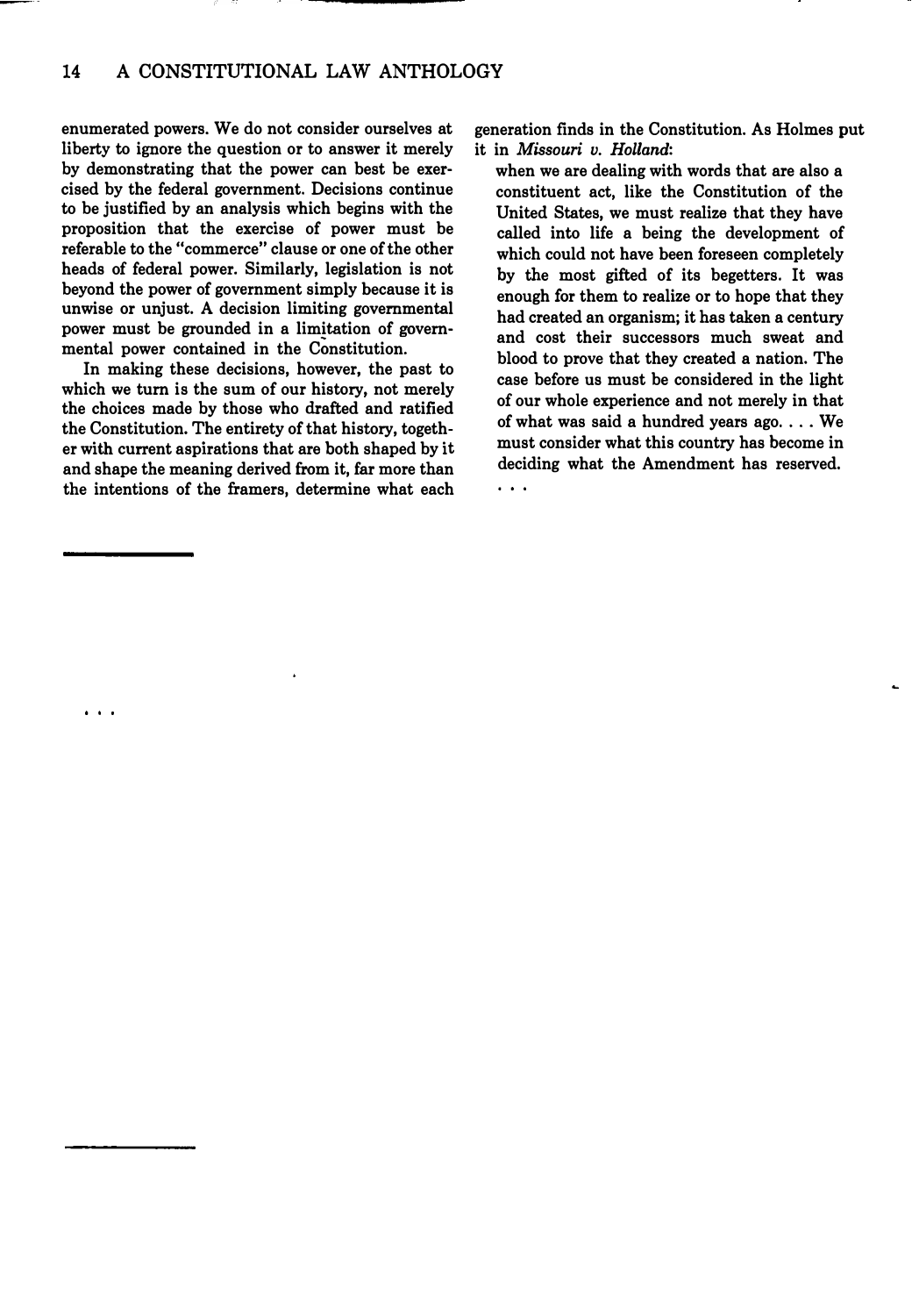enumerated powers. We do not consider ourselves at liberty to ignore the question or to answer it merely by demonstrating that the power can best be exercised by the federal government. Decisions continue to be justified by an analysis which begins with the proposition that the exercise of power must be referable to the "commerce" clause or one of the other heads of federal power. Similarly, legislation is not beyond the power of government simply because it is unwise or unjust. A decision limiting governmental power must be grounded in a limitation of governmental power contained in the Constitution.

In making these decisions, however, the past to which we turn is the sum of our history, not merely the choices made by those who drafted and ratified the Constitution. The entirety of that history, together with current aspirations that are both shaped by it and shape the meaning derived from it, far more than the intentions of the framers, determine what each generation finds in the Constitution. As Holmes put it in *Missouri v. Holland*:

> when we are dealing with words that are also a constituent act, like the Constitution of the United States, we must realize that they have called into life a being the development of which could not have been foreseen completely by the most gifted of its begetters. It was enough for them to realize or to hope that they had created an organism; it has taken a century and cost their successors much sweat and blood to prove that they created a nation. The case before us must be considered in the light of our whole experience and not merely in that of what was said a hundred years ago. . . . We must consider what this country has become in deciding what the Amendment has reserved.

. . .

---

. . .

---